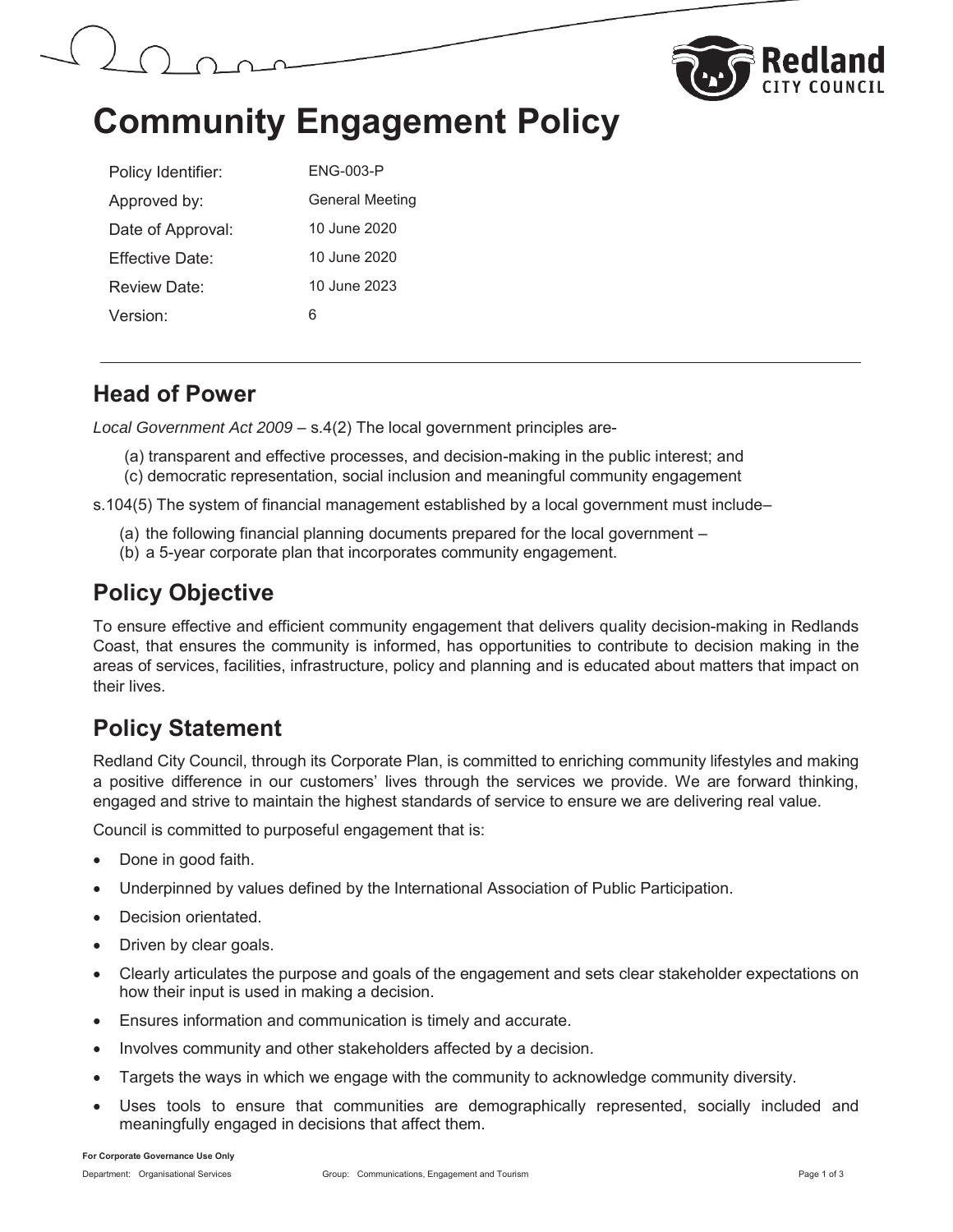# Community Engagement Policy

| | |
|---|---|
| Policy Identifier: | ENG-003-P |
| Approved by: | General Meeting |
| Date of Approval: | 10 June 2020 |
| Effective Date: | 10 June 2020 |
| Review Date: | 10 June 2023 |
| Version: | 6 |

## Head of Power

*Local Government Act 2009* – s.4(2) The local government principles are-

(a) transparent and effective processes, and decision-making in the public interest; and
(c) democratic representation, social inclusion and meaningful community engagement

s.104(5) The system of financial management established by a local government must include–

(a) the following financial planning documents prepared for the local government –
(b) a 5-year corporate plan that incorporates community engagement.

## Policy Objective

To ensure effective and efficient community engagement that delivers quality decision-making in Redlands Coast, that ensures the community is informed, has opportunities to contribute to decision making in the areas of services, facilities, infrastructure, policy and planning and is educated about matters that impact on their lives.

## Policy Statement

Redland City Council, through its Corporate Plan, is committed to enriching community lifestyles and making a positive difference in our customers' lives through the services we provide. We are forward thinking, engaged and strive to maintain the highest standards of service to ensure we are delivering real value.

Council is committed to purposeful engagement that is:

- Done in good faith.
- Underpinned by values defined by the International Association of Public Participation.
- Decision orientated.
- Driven by clear goals.
- Clearly articulates the purpose and goals of the engagement and sets clear stakeholder expectations on how their input is used in making a decision.
- Ensures information and communication is timely and accurate.
- Involves community and other stakeholders affected by a decision.
- Targets the ways in which we engage with the community to acknowledge community diversity.
- Uses tools to ensure that communities are demographically represented, socially included and meaningfully engaged in decisions that affect them.

**For Corporate Governance Use Only**

Department: Organisational Services    Group: Communications, Engagement and Tourism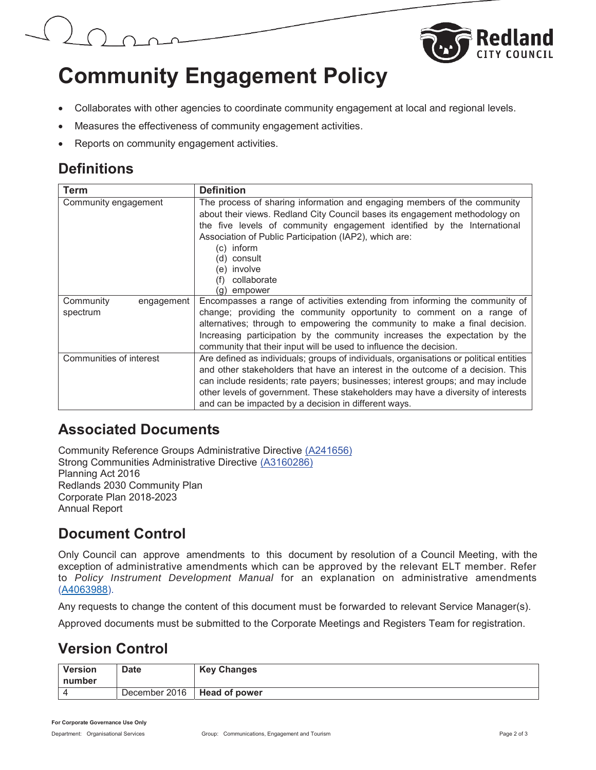# Community Engagement Policy

- Collaborates with other agencies to coordinate community engagement at local and regional levels.
- Measures the effectiveness of community engagement activities.
- Reports on community engagement activities.

## Definitions

| Term | Definition |
|---|---|
| Community engagement | The process of sharing information and engaging members of the community about their views. Redland City Council bases its engagement methodology on the five levels of community engagement identified by the International Association of Public Participation (IAP2), which are: (c) inform (d) consult (e) involve (f) collaborate (g) empower |
| Community engagement spectrum | Encompasses a range of activities extending from informing the community of change; providing the community opportunity to comment on a range of alternatives; through to empowering the community to make a final decision. Increasing participation by the community increases the expectation by the community that their input will be used to influence the decision. |
| Communities of interest | Are defined as individuals; groups of individuals, organisations or political entities and other stakeholders that have an interest in the outcome of a decision. This can include residents; rate payers; businesses; interest groups; and may include other levels of government. These stakeholders may have a diversity of interests and can be impacted by a decision in different ways. |

## Associated Documents

Community Reference Groups Administrative Directive (A241656)
Strong Communities Administrative Directive (A3160286)
Planning Act 2016
Redlands 2030 Community Plan
Corporate Plan 2018-2023
Annual Report

## Document Control

Only Council can approve amendments to this document by resolution of a Council Meeting, with the exception of administrative amendments which can be approved by the relevant ELT member. Refer to *Policy Instrument Development Manual* for an explanation on administrative amendments (A4063988).

Any requests to change the content of this document must be forwarded to relevant Service Manager(s).

Approved documents must be submitted to the Corporate Meetings and Registers Team for registration.

## Version Control

| Version number | Date | Key Changes |
|---|---|---|
| 4 | December 2016 | **Head of power** |

For Corporate Governance Use Only

Department: Organisational Services    Group: Communications, Engagement and Tourism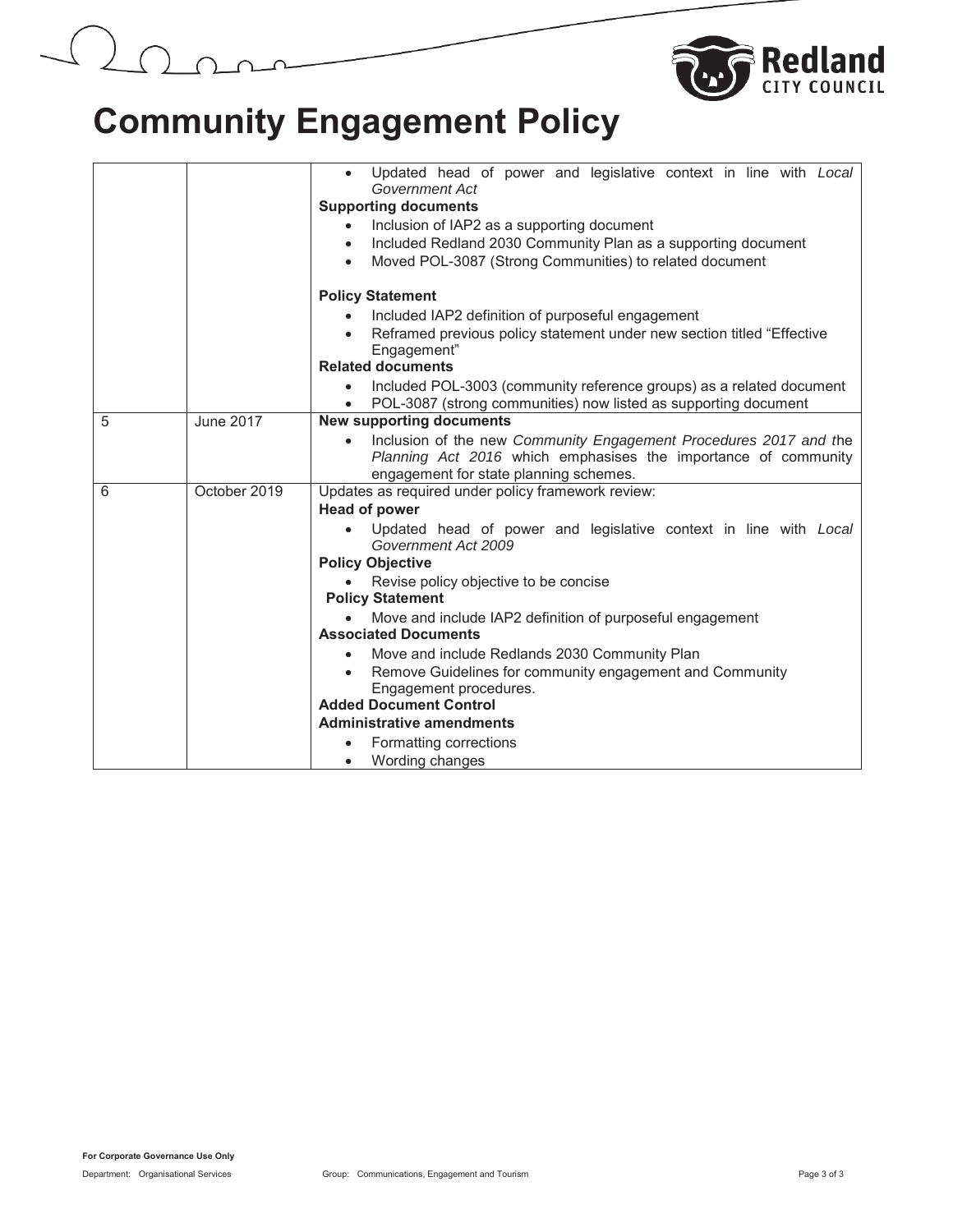# Community Engagement Policy

| | | |
|---|---|---|
| | | • Updated head of power and legislative context in line with *Local Government Act*<br>**Supporting documents**<br>• Inclusion of IAP2 as a supporting document<br>• Included Redland 2030 Community Plan as a supporting document<br>• Moved POL-3087 (Strong Communities) to related document<br><br>**Policy Statement**<br>• Included IAP2 definition of purposeful engagement<br>• Reframed previous policy statement under new section titled "Effective Engagement"<br>**Related documents**<br>• Included POL-3003 (community reference groups) as a related document<br>• POL-3087 (strong communities) now listed as supporting document |
| 5 | June 2017 | **New supporting documents**<br>• Inclusion of the new *Community Engagement Procedures 2017 and t*he *Planning Act 2016* which emphasises the importance of community engagement for state planning schemes. |
| 6 | October 2019 | Updates as required under policy framework review:<br>**Head of power**<br>• Updated head of power and legislative context in line with *Local Government Act 2009*<br>**Policy Objective**<br>• Revise policy objective to be concise<br>**Policy Statement**<br>• Move and include IAP2 definition of purposeful engagement<br>**Associated Documents**<br>• Move and include Redlands 2030 Community Plan<br>• Remove Guidelines for community engagement and Community Engagement procedures.<br>**Added Document Control**<br>**Administrative amendments**<br>• Formatting corrections<br>• Wording changes |

**For Corporate Governance Use Only**

Department: Organisational Services Group: Communications, Engagement and Tourism